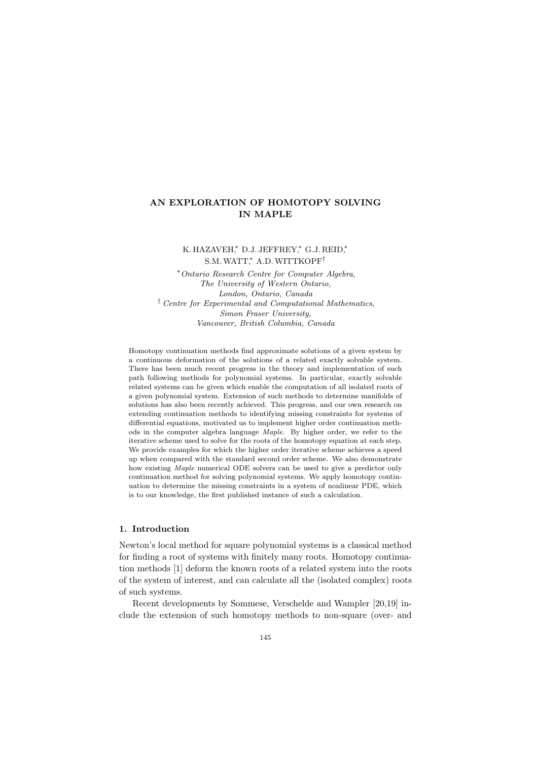# AN EXPLORATION OF HOMOTOPY SOLVING IN MAPLE

K. HAZAVEH,* D.J. JEFFREY,* G.J. REID,* S.M. WATT,* A.D. WITTKOPF†

*\*Ontario Research Centre for Computer Algebra, The University of Western Ontario, London, Ontario, Canada*

*† Centre for Experimental and Computational Mathematics, Simon Fraser University, Vancouver, British Columbia, Canada*

Homotopy continuation methods find approximate solutions of a given system by a continuous deformation of the solutions of a related exactly solvable system. There has been much recent progress in the theory and implementation of such path following methods for polynomial systems. In particular, exactly solvable related systems can be given which enable the computation of all isolated roots of a given polynomial system. Extension of such methods to determine manifolds of solutions has also been recently achieved. This progress, and our own research on extending continuation methods to identifying missing constraints for systems of differential equations, motivated us to implement higher order continuation methods in the computer algebra language *Maple*. By higher order, we refer to the iterative scheme used to solve for the roots of the homotopy equation at each step. We provide examples for which the higher order iterative scheme achieves a speed up when compared with the standard second order scheme. We also demonstrate how existing *Maple* numerical ODE solvers can be used to give a predictor only continuation method for solving polynomial systems. We apply homotopy continuation to determine the missing constraints in a system of nonlinear PDE, which is to our knowledge, the first published instance of such a calculation.

## 1. Introduction

Newton's local method for square polynomial systems is a classical method for finding a root of systems with finitely many roots. Homotopy continuation methods [1] deform the known roots of a related system into the roots of the system of interest, and can calculate all the (isolated complex) roots of such systems.

Recent developments by Sommese, Verschelde and Wampler [20,19] include the extension of such homotopy methods to non-square (over- and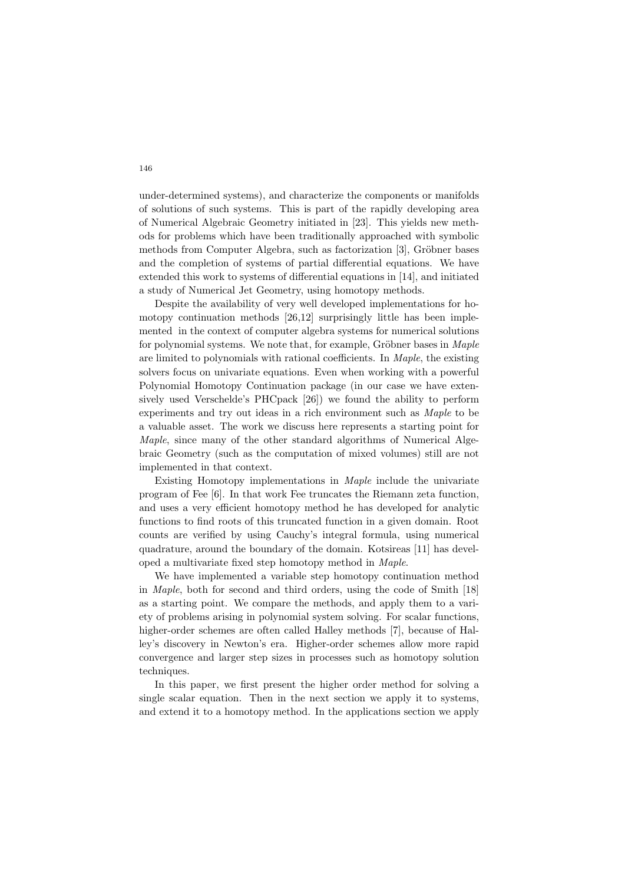under-determined systems), and characterize the components or manifolds of solutions of such systems. This is part of the rapidly developing area of Numerical Algebraic Geometry initiated in [23]. This yields new methods for problems which have been traditionally approached with symbolic methods from Computer Algebra, such as factorization [3], Gröbner bases and the completion of systems of partial differential equations. We have extended this work to systems of differential equations in [14], and initiated a study of Numerical Jet Geometry, using homotopy methods.

Despite the availability of very well developed implementations for homotopy continuation methods [26,12] surprisingly little has been implemented in the context of computer algebra systems for numerical solutions for polynomial systems. We note that, for example, Gröbner bases in *Maple* are limited to polynomials with rational coefficients. In *Maple*, the existing solvers focus on univariate equations. Even when working with a powerful Polynomial Homotopy Continuation package (in our case we have extensively used Verschelde's PHCpack [26]) we found the ability to perform experiments and try out ideas in a rich environment such as *Maple* to be a valuable asset. The work we discuss here represents a starting point for *Maple*, since many of the other standard algorithms of Numerical Algebraic Geometry (such as the computation of mixed volumes) still are not implemented in that context.

Existing Homotopy implementations in *Maple* include the univariate program of Fee [6]. In that work Fee truncates the Riemann zeta function, and uses a very efficient homotopy method he has developed for analytic functions to find roots of this truncated function in a given domain. Root counts are verified by using Cauchy's integral formula, using numerical quadrature, around the boundary of the domain. Kotsireas [11] has developed a multivariate fixed step homotopy method in *Maple*.

We have implemented a variable step homotopy continuation method in *Maple*, both for second and third orders, using the code of Smith [18] as a starting point. We compare the methods, and apply them to a variety of problems arising in polynomial system solving. For scalar functions, higher-order schemes are often called Halley methods [7], because of Halley's discovery in Newton's era. Higher-order schemes allow more rapid convergence and larger step sizes in processes such as homotopy solution techniques.

In this paper, we first present the higher order method for solving a single scalar equation. Then in the next section we apply it to systems, and extend it to a homotopy method. In the applications section we apply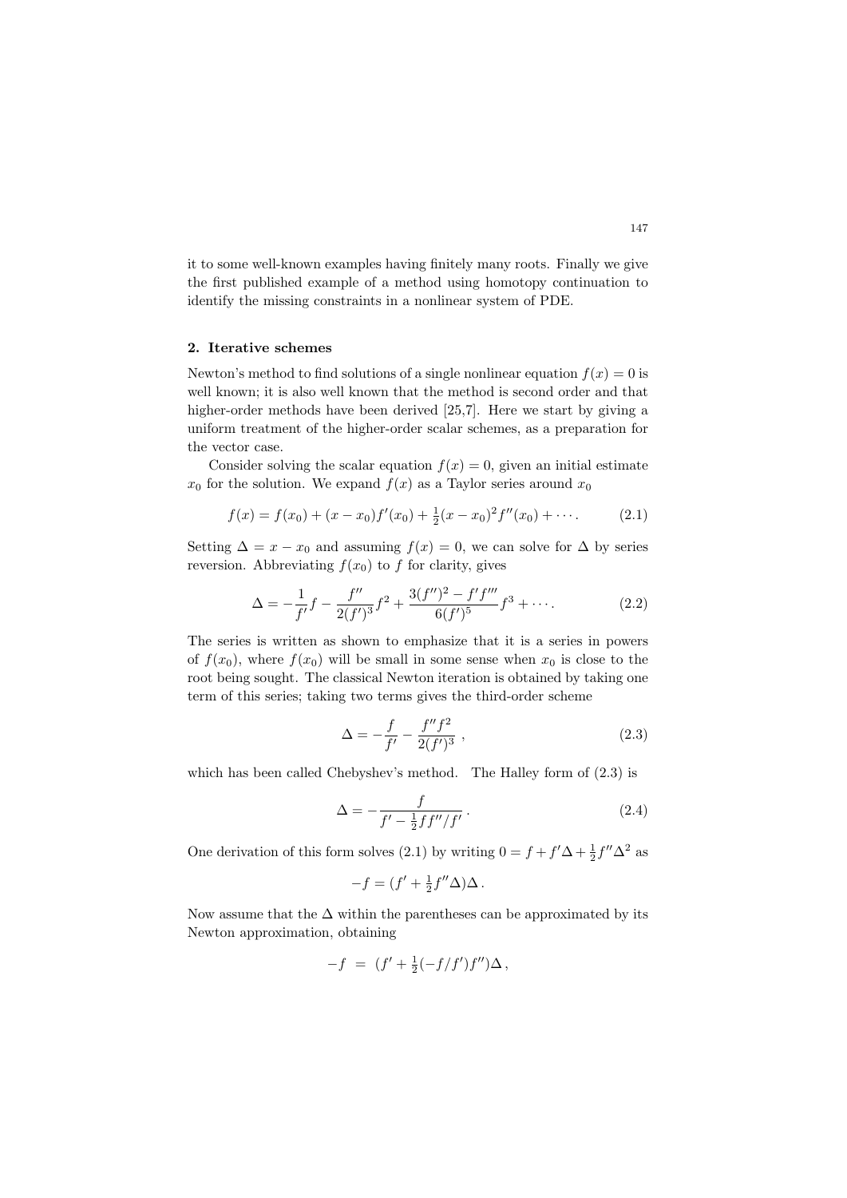it to some well-known examples having finitely many roots. Finally we give the first published example of a method using homotopy continuation to identify the missing constraints in a nonlinear system of PDE.

## 2. Iterative schemes

Newton's method to find solutions of a single nonlinear equation $f(x) = 0$ is well known; it is also well known that the method is second order and that higher-order methods have been derived [25,7]. Here we start by giving a uniform treatment of the higher-order scalar schemes, as a preparation for the vector case.

Consider solving the scalar equation $f(x) = 0$, given an initial estimate $x_0$ for the solution. We expand $f(x)$ as a Taylor series around $x_0$

$$f(x) = f(x_0) + (x - x_0)f'(x_0) + \tfrac{1}{2}(x - x_0)^2 f''(x_0) + \cdots . \tag{2.1}$$

Setting $\Delta = x - x_0$ and assuming $f(x) = 0$, we can solve for $\Delta$ by series reversion. Abbreviating $f(x_0)$ to $f$ for clarity, gives

$$\Delta = -\frac{1}{f'}f - \frac{f''}{2(f')^3}f^2 + \frac{3(f'')^2 - f'f'''}{6(f')^5}f^3 + \cdots . \tag{2.2}$$

The series is written as shown to emphasize that it is a series in powers of $f(x_0)$, where $f(x_0)$ will be small in some sense when $x_0$ is close to the root being sought. The classical Newton iteration is obtained by taking one term of this series; taking two terms gives the third-order scheme

$$\Delta = -\frac{f}{f'} - \frac{f''f^2}{2(f')^3} , \tag{2.3}$$

which has been called Chebyshev's method. The Halley form of (2.3) is

$$\Delta = -\frac{f}{f' - \frac{1}{2}ff''/f'} . \tag{2.4}$$

One derivation of this form solves (2.1) by writing $0 = f + f'\Delta + \frac{1}{2}f''\Delta^2$ as

$$-f = (f' + \tfrac{1}{2}f''\Delta)\Delta .$$

Now assume that the $\Delta$ within the parentheses can be approximated by its Newton approximation, obtaining

$$-f \;=\; (f' + \tfrac{1}{2}(-f/f')f'')\Delta ,$$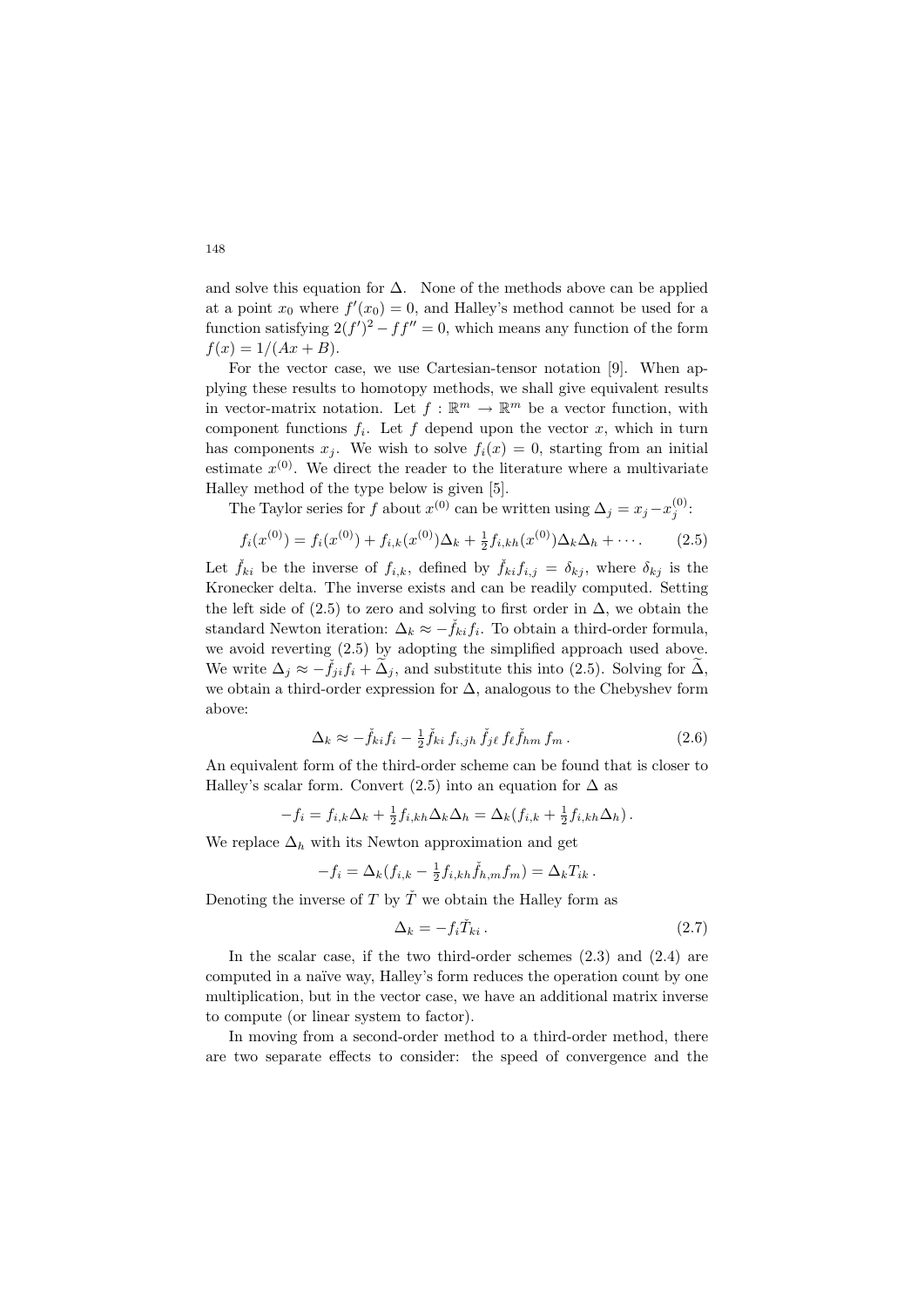and solve this equation for $\Delta$. None of the methods above can be applied at a point $x_0$ where $f'(x_0) = 0$, and Halley's method cannot be used for a function satisfying $2(f')^2 - ff'' = 0$, which means any function of the form $f(x) = 1/(Ax + B)$.

For the vector case, we use Cartesian-tensor notation [9]. When applying these results to homotopy methods, we shall give equivalent results in vector-matrix notation. Let $f : \mathbb{R}^m \to \mathbb{R}^m$ be a vector function, with component functions $f_i$. Let $f$ depend upon the vector $x$, which in turn has components $x_j$. We wish to solve $f_i(x) = 0$, starting from an initial estimate $x^{(0)}$. We direct the reader to the literature where a multivariate Halley method of the type below is given [5].

The Taylor series for $f$ about $x^{(0)}$ can be written using $\Delta_j = x_j - x_j^{(0)}$:

$$f_i(x^{(0)}) = f_i(x^{(0)}) + f_{i,k}(x^{(0)})\Delta_k + \tfrac{1}{2} f_{i,kh}(x^{(0)})\Delta_k\Delta_h + \cdots. \tag{2.5}$$

Let $\check{f}_{ki}$ be the inverse of $f_{i,k}$, defined by $\check{f}_{ki} f_{i,j} = \delta_{kj}$, where $\delta_{kj}$ is the Kronecker delta. The inverse exists and can be readily computed. Setting the left side of (2.5) to zero and solving to first order in $\Delta$, we obtain the standard Newton iteration: $\Delta_k \approx -\check{f}_{ki} f_i$. To obtain a third-order formula, we avoid reverting (2.5) by adopting the simplified approach used above. We write $\Delta_j \approx -\check{f}_{ji} f_i + \widetilde{\Delta}_j$, and substitute this into (2.5). Solving for $\widetilde{\Delta}$, we obtain a third-order expression for $\Delta$, analogous to the Chebyshev form above:

$$\Delta_k \approx -\check{f}_{ki} f_i - \tfrac{1}{2} \check{f}_{ki}\, f_{i,jh}\, \check{f}_{j\ell}\, f_\ell \check{f}_{hm}\, f_m\,. \tag{2.6}$$

An equivalent form of the third-order scheme can be found that is closer to Halley's scalar form. Convert (2.5) into an equation for $\Delta$ as

$$-f_i = f_{i,k}\Delta_k + \tfrac{1}{2} f_{i,kh}\Delta_k\Delta_h = \Delta_k(f_{i,k} + \tfrac{1}{2} f_{i,kh}\Delta_h)\,.$$

We replace $\Delta_h$ with its Newton approximation and get

$$-f_i = \Delta_k(f_{i,k} - \tfrac{1}{2} f_{i,kh}\check{f}_{h,m} f_m) = \Delta_k T_{ik}\,.$$

Denoting the inverse of $T$ by $\check{T}$ we obtain the Halley form as

$$\Delta_k = -f_i \check{T}_{ki}\,. \tag{2.7}$$

In the scalar case, if the two third-order schemes (2.3) and (2.4) are computed in a naïve way, Halley's form reduces the operation count by one multiplication, but in the vector case, we have an additional matrix inverse to compute (or linear system to factor).

In moving from a second-order method to a third-order method, there are two separate effects to consider: the speed of convergence and the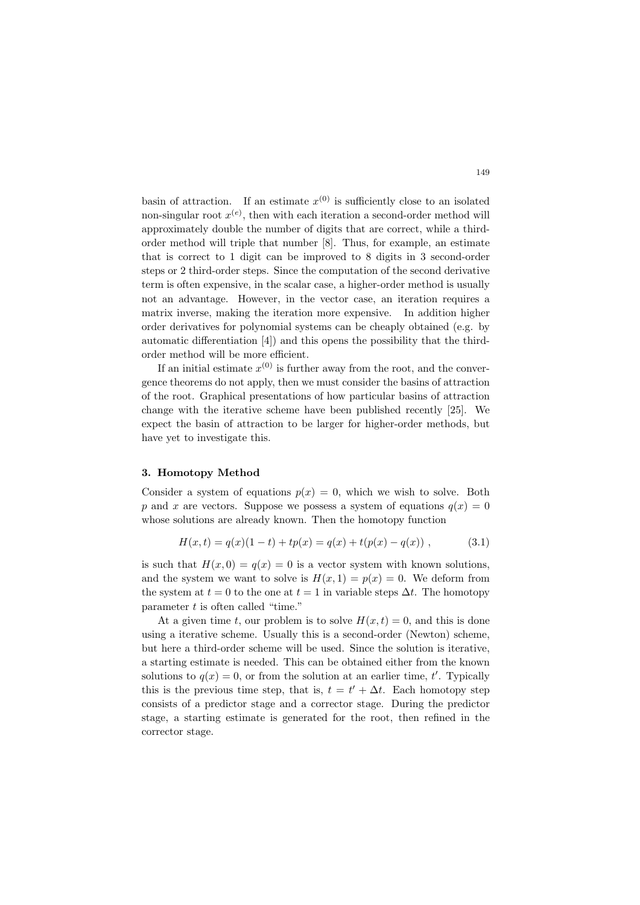basin of attraction. If an estimate $x^{(0)}$ is sufficiently close to an isolated non-singular root $x^{(e)}$, then with each iteration a second-order method will approximately double the number of digits that are correct, while a third-order method will triple that number [8]. Thus, for example, an estimate that is correct to 1 digit can be improved to 8 digits in 3 second-order steps or 2 third-order steps. Since the computation of the second derivative term is often expensive, in the scalar case, a higher-order method is usually not an advantage. However, in the vector case, an iteration requires a matrix inverse, making the iteration more expensive. In addition higher order derivatives for polynomial systems can be cheaply obtained (e.g. by automatic differentiation [4]) and this opens the possibility that the third-order method will be more efficient.

If an initial estimate $x^{(0)}$ is further away from the root, and the convergence theorems do not apply, then we must consider the basins of attraction of the root. Graphical presentations of how particular basins of attraction change with the iterative scheme have been published recently [25]. We expect the basin of attraction to be larger for higher-order methods, but have yet to investigate this.

### 3. Homotopy Method

Consider a system of equations $p(x) = 0$, which we wish to solve. Both $p$ and $x$ are vectors. Suppose we possess a system of equations $q(x) = 0$ whose solutions are already known. Then the homotopy function

$$H(x,t) = q(x)(1-t) + tp(x) = q(x) + t(p(x) - q(x)) \; , \tag{3.1}$$

is such that $H(x,0) = q(x) = 0$ is a vector system with known solutions, and the system we want to solve is $H(x,1) = p(x) = 0$. We deform from the system at $t = 0$ to the one at $t = 1$ in variable steps $\Delta t$. The homotopy parameter $t$ is often called "time."

At a given time $t$, our problem is to solve $H(x,t) = 0$, and this is done using a iterative scheme. Usually this is a second-order (Newton) scheme, but here a third-order scheme will be used. Since the solution is iterative, a starting estimate is needed. This can be obtained either from the known solutions to $q(x) = 0$, or from the solution at an earlier time, $t'$. Typically this is the previous time step, that is, $t = t' + \Delta t$. Each homotopy step consists of a predictor stage and a corrector stage. During the predictor stage, a starting estimate is generated for the root, then refined in the corrector stage.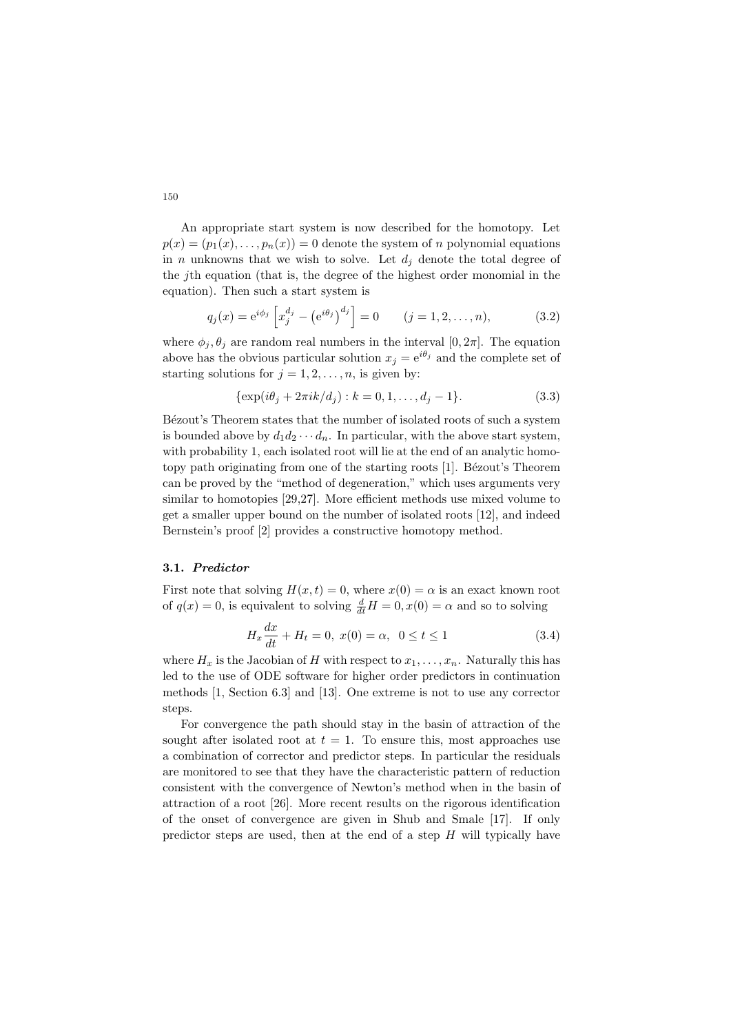An appropriate start system is now described for the homotopy. Let $p(x) = (p_1(x), \ldots, p_n(x)) = 0$ denote the system of $n$ polynomial equations in $n$ unknowns that we wish to solve. Let $d_j$ denote the total degree of the $j$th equation (that is, the degree of the highest order monomial in the equation). Then such a start system is

$$q_j(x) = \mathrm{e}^{i\phi_j} \left[ x_j^{d_j} - \left(\mathrm{e}^{i\theta_j}\right)^{d_j} \right] = 0 \qquad (j = 1, 2, \ldots, n), \tag{3.2}$$

where $\phi_j, \theta_j$ are random real numbers in the interval $[0, 2\pi]$. The equation above has the obvious particular solution $x_j = \mathrm{e}^{i\theta_j}$ and the complete set of starting solutions for $j = 1, 2, \ldots, n$, is given by:

$$\{\exp(i\theta_j + 2\pi i k/d_j) : k = 0, 1, \ldots, d_j - 1\}. \tag{3.3}$$

Bézout's Theorem states that the number of isolated roots of such a system is bounded above by $d_1 d_2 \cdots d_n$. In particular, with the above start system, with probability 1, each isolated root will lie at the end of an analytic homotopy path originating from one of the starting roots [1]. Bézout's Theorem can be proved by the "method of degeneration," which uses arguments very similar to homotopies [29,27]. More efficient methods use mixed volume to get a smaller upper bound on the number of isolated roots [12], and indeed Bernstein's proof [2] provides a constructive homotopy method.

### 3.1. *Predictor*

First note that solving $H(x, t) = 0$, where $x(0) = \alpha$ is an exact known root of $q(x) = 0$, is equivalent to solving $\frac{d}{dt}H = 0, x(0) = \alpha$ and so to solving

$$H_x \frac{dx}{dt} + H_t = 0, \; x(0) = \alpha, \;\; 0 \le t \le 1 \tag{3.4}$$

where $H_x$ is the Jacobian of $H$ with respect to $x_1, \ldots, x_n$. Naturally this has led to the use of ODE software for higher order predictors in continuation methods [1, Section 6.3] and [13]. One extreme is not to use any corrector steps.

For convergence the path should stay in the basin of attraction of the sought after isolated root at $t = 1$. To ensure this, most approaches use a combination of corrector and predictor steps. In particular the residuals are monitored to see that they have the characteristic pattern of reduction consistent with the convergence of Newton's method when in the basin of attraction of a root [26]. More recent results on the rigorous identification of the onset of convergence are given in Shub and Smale [17]. If only predictor steps are used, then at the end of a step $H$ will typically have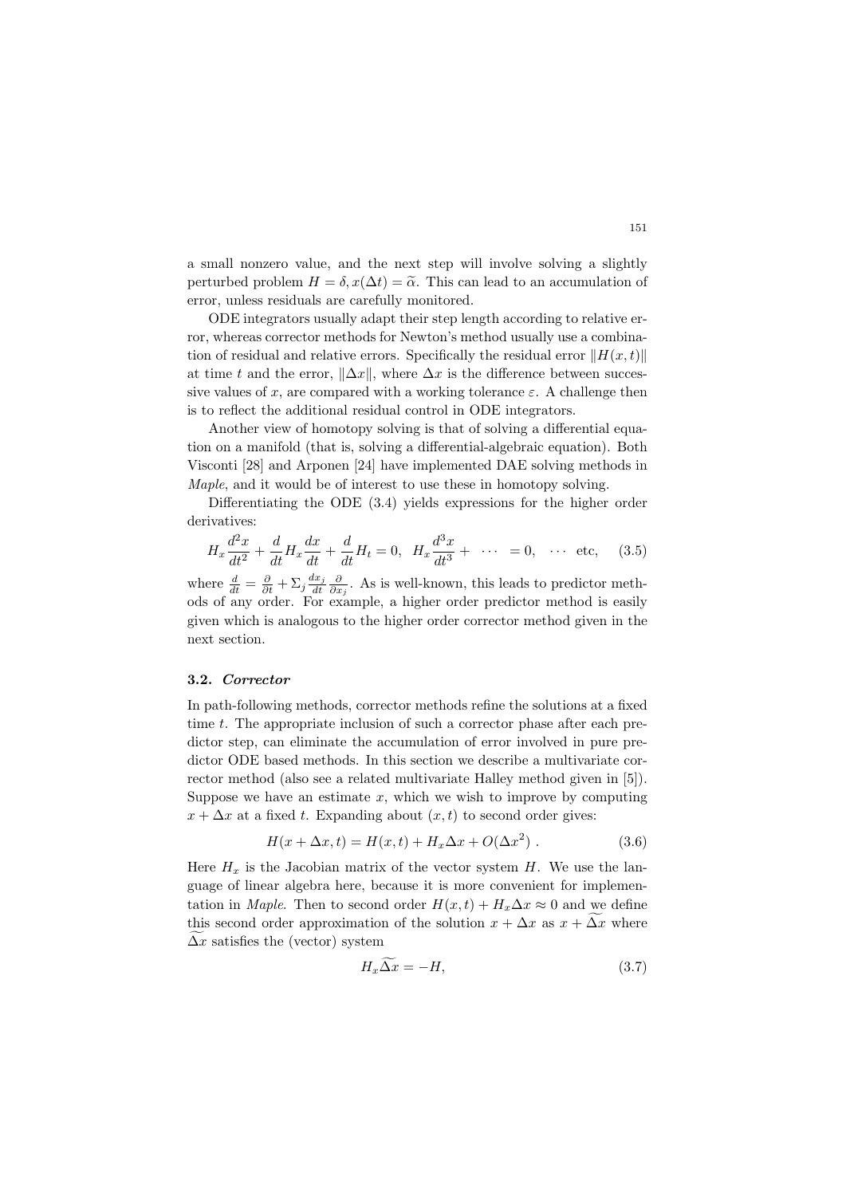a small nonzero value, and the next step will involve solving a slightly perturbed problem $H = \delta, x(\Delta t) = \widetilde{\alpha}$. This can lead to an accumulation of error, unless residuals are carefully monitored.

ODE integrators usually adapt their step length according to relative error, whereas corrector methods for Newton's method usually use a combination of residual and relative errors. Specifically the residual error $\|H(x,t)\|$ at time $t$ and the error, $\|\Delta x\|$, where $\Delta x$ is the difference between successive values of $x$, are compared with a working tolerance $\varepsilon$. A challenge then is to reflect the additional residual control in ODE integrators.

Another view of homotopy solving is that of solving a differential equation on a manifold (that is, solving a differential-algebraic equation). Both Visconti [28] and Arponen [24] have implemented DAE solving methods in *Maple*, and it would be of interest to use these in homotopy solving.

Differentiating the ODE (3.4) yields expressions for the higher order derivatives:

$$H_x \frac{d^2x}{dt^2} + \frac{d}{dt} H_x \frac{dx}{dt} + \frac{d}{dt} H_t = 0, \quad H_x \frac{d^3x}{dt^3} + \quad \cdots \quad = 0, \quad \cdots \text{ etc}, \tag{3.5}$$

where $\frac{d}{dt} = \frac{\partial}{\partial t} + \Sigma_j \frac{dx_j}{dt} \frac{\partial}{\partial x_j}$. As is well-known, this leads to predictor methods of any order. For example, a higher order predictor method is easily given which is analogous to the higher order corrector method given in the next section.

### 3.2. *Corrector*

In path-following methods, corrector methods refine the solutions at a fixed time $t$. The appropriate inclusion of such a corrector phase after each predictor step, can eliminate the accumulation of error involved in pure predictor ODE based methods. In this section we describe a multivariate corrector method (also see a related multivariate Halley method given in [5]). Suppose we have an estimate $x$, which we wish to improve by computing $x + \Delta x$ at a fixed $t$. Expanding about $(x,t)$ to second order gives:

$$H(x + \Delta x, t) = H(x,t) + H_x \Delta x + O(\Delta x^2) \ . \tag{3.6}$$

Here $H_x$ is the Jacobian matrix of the vector system $H$. We use the language of linear algebra here, because it is more convenient for implementation in *Maple*. Then to second order $H(x,t) + H_x \Delta x \approx 0$ and we define this second order approximation of the solution $x + \Delta x$ as $x + \widetilde{\Delta x}$ where $\widetilde{\Delta x}$ satisfies the (vector) system

$$H_x \widetilde{\Delta x} = -H, \tag{3.7}$$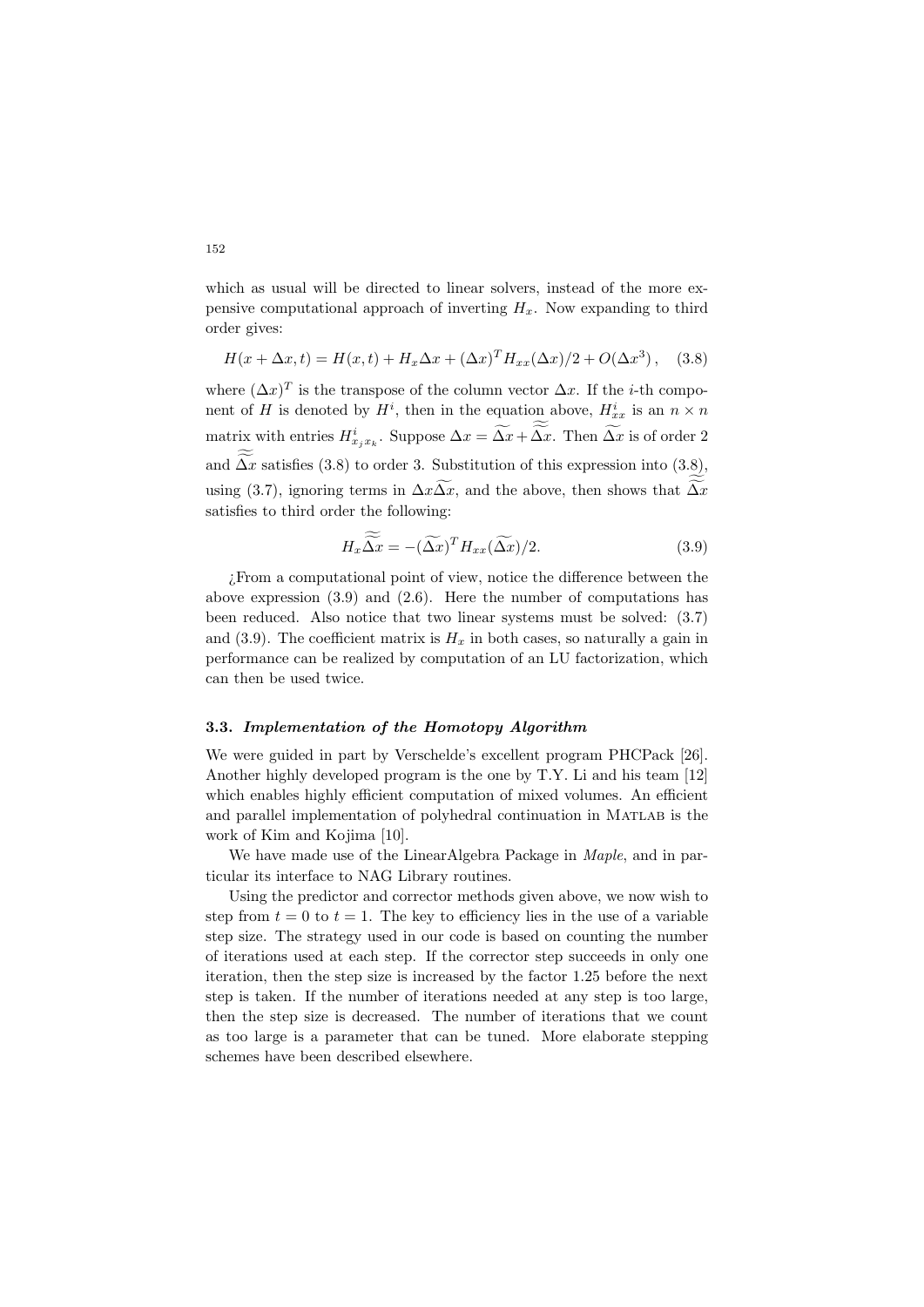which as usual will be directed to linear solvers, instead of the more expensive computational approach of inverting $H_x$. Now expanding to third order gives:

$$H(x + \Delta x, t) = H(x, t) + H_x \Delta x + (\Delta x)^T H_{xx}(\Delta x)/2 + O(\Delta x^3)\,, \quad (3.8)$$

where $(\Delta x)^T$ is the transpose of the column vector $\Delta x$. If the $i$-th component of $H$ is denoted by $H^i$, then in the equation above, $H^i_{xx}$ is an $n \times n$ matrix with entries $H^i_{x_j x_k}$. Suppose $\Delta x = \widetilde{\Delta x} + \widetilde{\widetilde{\Delta x}}$. Then $\widetilde{\Delta x}$ is of order 2 and $\widetilde{\widetilde{\Delta x}}$ satisfies (3.8) to order 3. Substitution of this expression into (3.8), using (3.7), ignoring terms in $\Delta x \widetilde{\Delta x}$, and the above, then shows that $\widetilde{\widetilde{\Delta x}}$ satisfies to third order the following:

$$H_x \widetilde{\widetilde{\Delta x}} = -(\widetilde{\Delta x})^T H_{xx}(\widetilde{\Delta x})/2. \quad (3.9)$$

¿From a computational point of view, notice the difference between the above expression (3.9) and (2.6). Here the number of computations has been reduced. Also notice that two linear systems must be solved: (3.7) and (3.9). The coefficient matrix is $H_x$ in both cases, so naturally a gain in performance can be realized by computation of an LU factorization, which can then be used twice.

### 3.3. *Implementation of the Homotopy Algorithm*

We were guided in part by Verschelde's excellent program PHCPack [26]. Another highly developed program is the one by T.Y. Li and his team [12] which enables highly efficient computation of mixed volumes. An efficient and parallel implementation of polyhedral continuation in MATLAB is the work of Kim and Kojima [10].

We have made use of the LinearAlgebra Package in *Maple*, and in particular its interface to NAG Library routines.

Using the predictor and corrector methods given above, we now wish to step from $t = 0$ to $t = 1$. The key to efficiency lies in the use of a variable step size. The strategy used in our code is based on counting the number of iterations used at each step. If the corrector step succeeds in only one iteration, then the step size is increased by the factor 1.25 before the next step is taken. If the number of iterations needed at any step is too large, then the step size is decreased. The number of iterations that we count as too large is a parameter that can be tuned. More elaborate stepping schemes have been described elsewhere.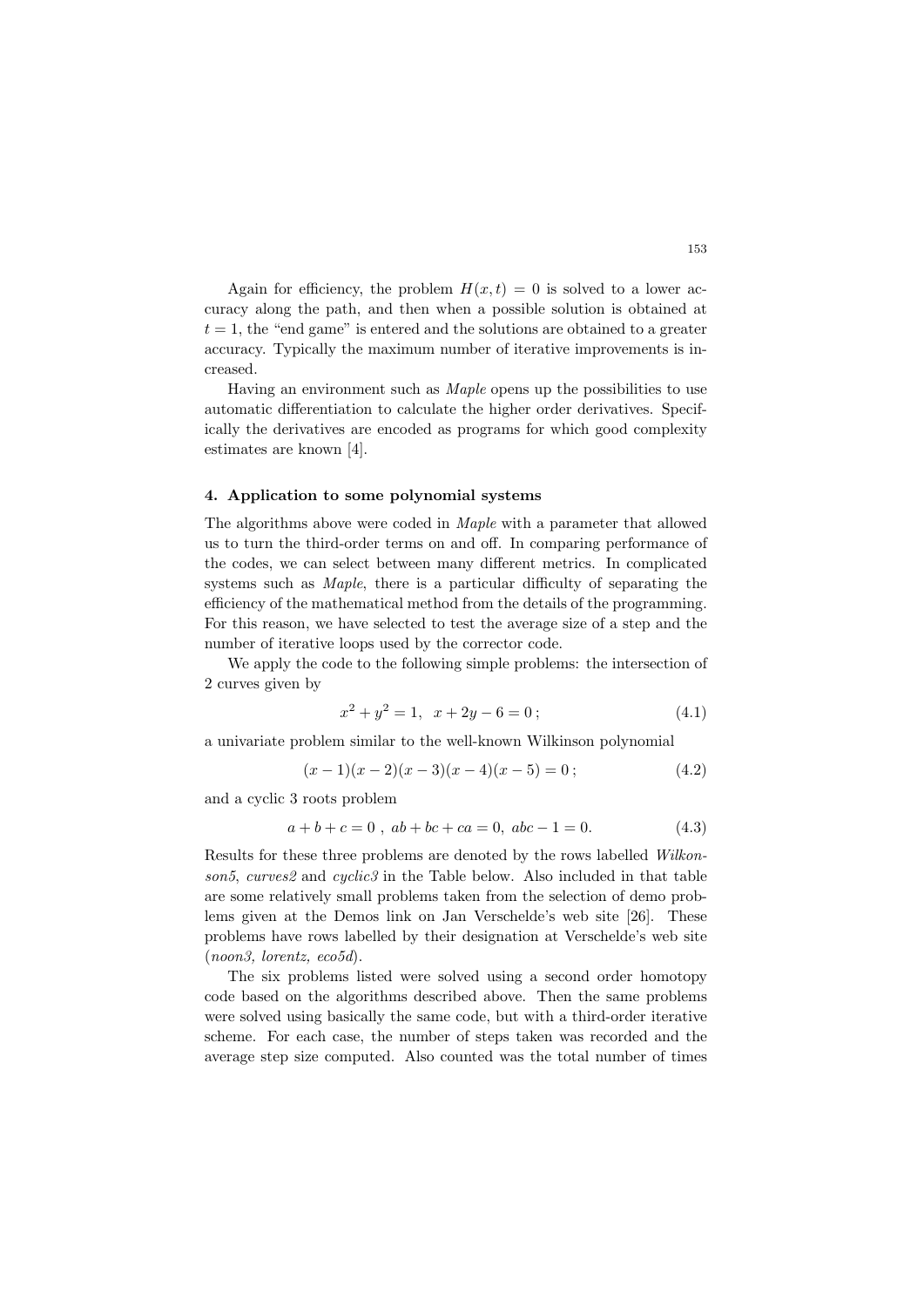Again for efficiency, the problem $H(x,t) = 0$ is solved to a lower accuracy along the path, and then when a possible solution is obtained at $t = 1$, the "end game" is entered and the solutions are obtained to a greater accuracy. Typically the maximum number of iterative improvements is increased.

Having an environment such as *Maple* opens up the possibilities to use automatic differentiation to calculate the higher order derivatives. Specifically the derivatives are encoded as programs for which good complexity estimates are known [4].

## 4. Application to some polynomial systems

The algorithms above were coded in *Maple* with a parameter that allowed us to turn the third-order terms on and off. In comparing performance of the codes, we can select between many different metrics. In complicated systems such as *Maple*, there is a particular difficulty of separating the efficiency of the mathematical method from the details of the programming. For this reason, we have selected to test the average size of a step and the number of iterative loops used by the corrector code.

We apply the code to the following simple problems: the intersection of 2 curves given by

$$x^2 + y^2 = 1, \;\; x + 2y - 6 = 0\,; \tag{4.1}$$

a univariate problem similar to the well-known Wilkinson polynomial

$$(x-1)(x-2)(x-3)(x-4)(x-5) = 0\,; \tag{4.2}$$

and a cyclic 3 roots problem

$$a + b + c = 0\ ,\ ab + bc + ca = 0,\ abc - 1 = 0. \tag{4.3}$$

Results for these three problems are denoted by the rows labelled *Wilkonson5*, *curves2* and *cyclic3* in the Table below. Also included in that table are some relatively small problems taken from the selection of demo problems given at the Demos link on Jan Verschelde's web site [26]. These problems have rows labelled by their designation at Verschelde's web site (*noon3, lorentz, eco5d*).

The six problems listed were solved using a second order homotopy code based on the algorithms described above. Then the same problems were solved using basically the same code, but with a third-order iterative scheme. For each case, the number of steps taken was recorded and the average step size computed. Also counted was the total number of times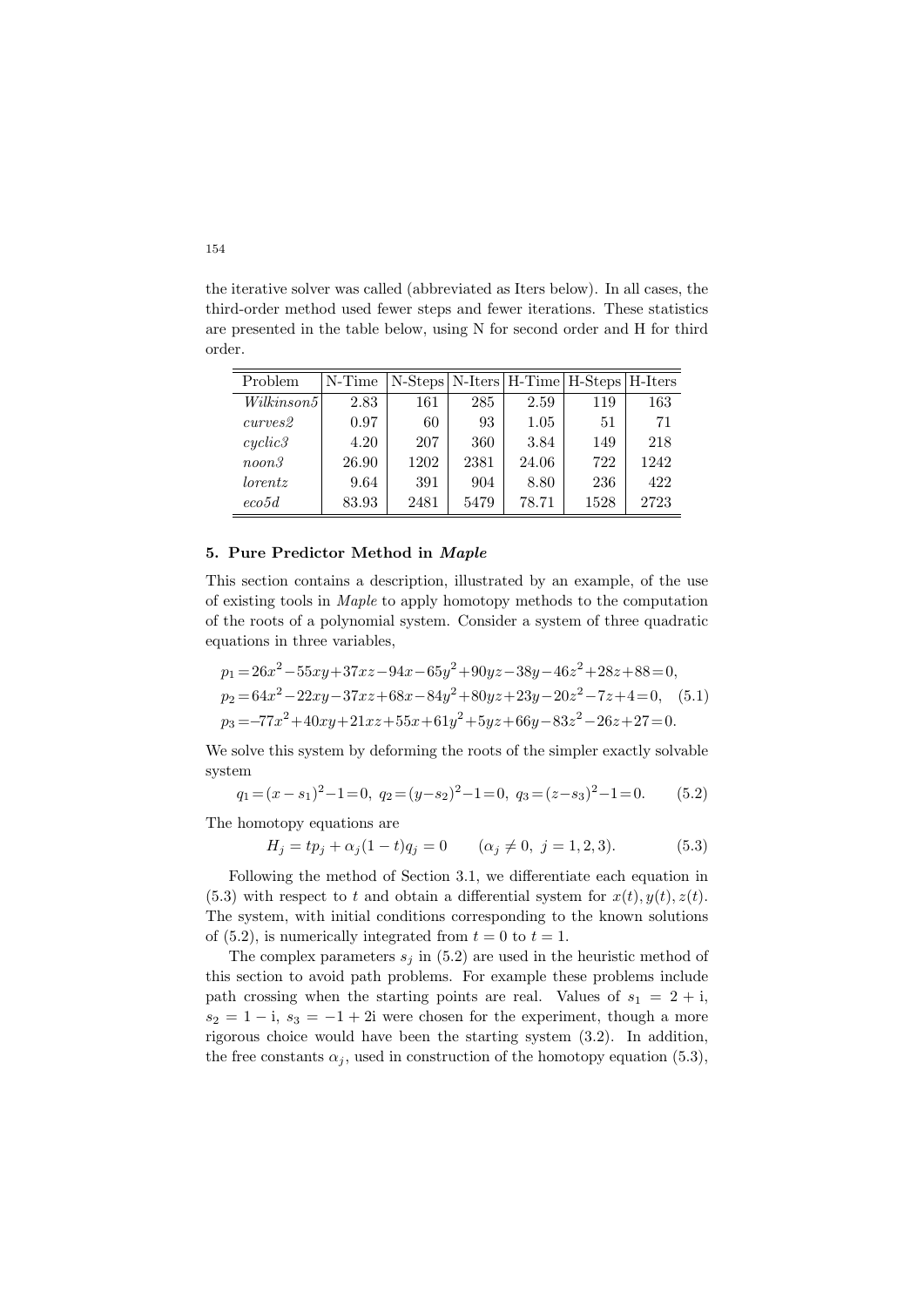the iterative solver was called (abbreviated as Iters below). In all cases, the third-order method used fewer steps and fewer iterations. These statistics are presented in the table below, using N for second order and H for third order.

| Problem | N-Time | N-Steps | N-Iters | H-Time | H-Steps | H-Iters |
|---|---|---|---|---|---|---|
| *Wilkinson5* | 2.83 | 161 | 285 | 2.59 | 119 | 163 |
| *curves2* | 0.97 | 60 | 93 | 1.05 | 51 | 71 |
| *cyclic3* | 4.20 | 207 | 360 | 3.84 | 149 | 218 |
| *noon3* | 26.90 | 1202 | 2381 | 24.06 | 722 | 1242 |
| *lorentz* | 9.64 | 391 | 904 | 8.80 | 236 | 422 |
| *eco5d* | 83.93 | 2481 | 5479 | 78.71 | 1528 | 2723 |

## 5. Pure Predictor Method in *Maple*

This section contains a description, illustrated by an example, of the use of existing tools in *Maple* to apply homotopy methods to the computation of the roots of a polynomial system. Consider a system of three quadratic equations in three variables,

$$
\begin{aligned}
p_1 &= 26x^2-55xy+37xz-94x-65y^2+90yz-38y-46z^2+28z+88=0,\\
p_2 &= 64x^2-22xy-37xz+68x-84y^2+80yz+23y-20z^2-7z+4=0,\\
p_3 &= -77x^2+40xy+21xz+55x+61y^2+5yz+66y-83z^2-26z+27=0.
\end{aligned} \tag{5.1}
$$

We solve this system by deforming the roots of the simpler exactly solvable system

$$
q_1=(x-s_1)^2-1=0,\ q_2=(y-s_2)^2-1=0,\ q_3=(z-s_3)^2-1=0. \tag{5.2}
$$

The homotopy equations are

$$
H_j = tp_j + \alpha_j(1-t)q_j = 0 \qquad (\alpha_j \neq 0,\ j=1,2,3). \tag{5.3}
$$

Following the method of Section 3.1, we differentiate each equation in (5.3) with respect to $t$ and obtain a differential system for $x(t), y(t), z(t)$. The system, with initial conditions corresponding to the known solutions of (5.2), is numerically integrated from $t=0$ to $t=1$.

The complex parameters $s_j$ in (5.2) are used in the heuristic method of this section to avoid path problems. For example these problems include path crossing when the starting points are real. Values of $s_1 = 2 + \mathrm{i}$, $s_2 = 1 - \mathrm{i}$, $s_3 = -1 + 2\mathrm{i}$ were chosen for the experiment, though a more rigorous choice would have been the starting system (3.2). In addition, the free constants $\alpha_j$, used in construction of the homotopy equation (5.3),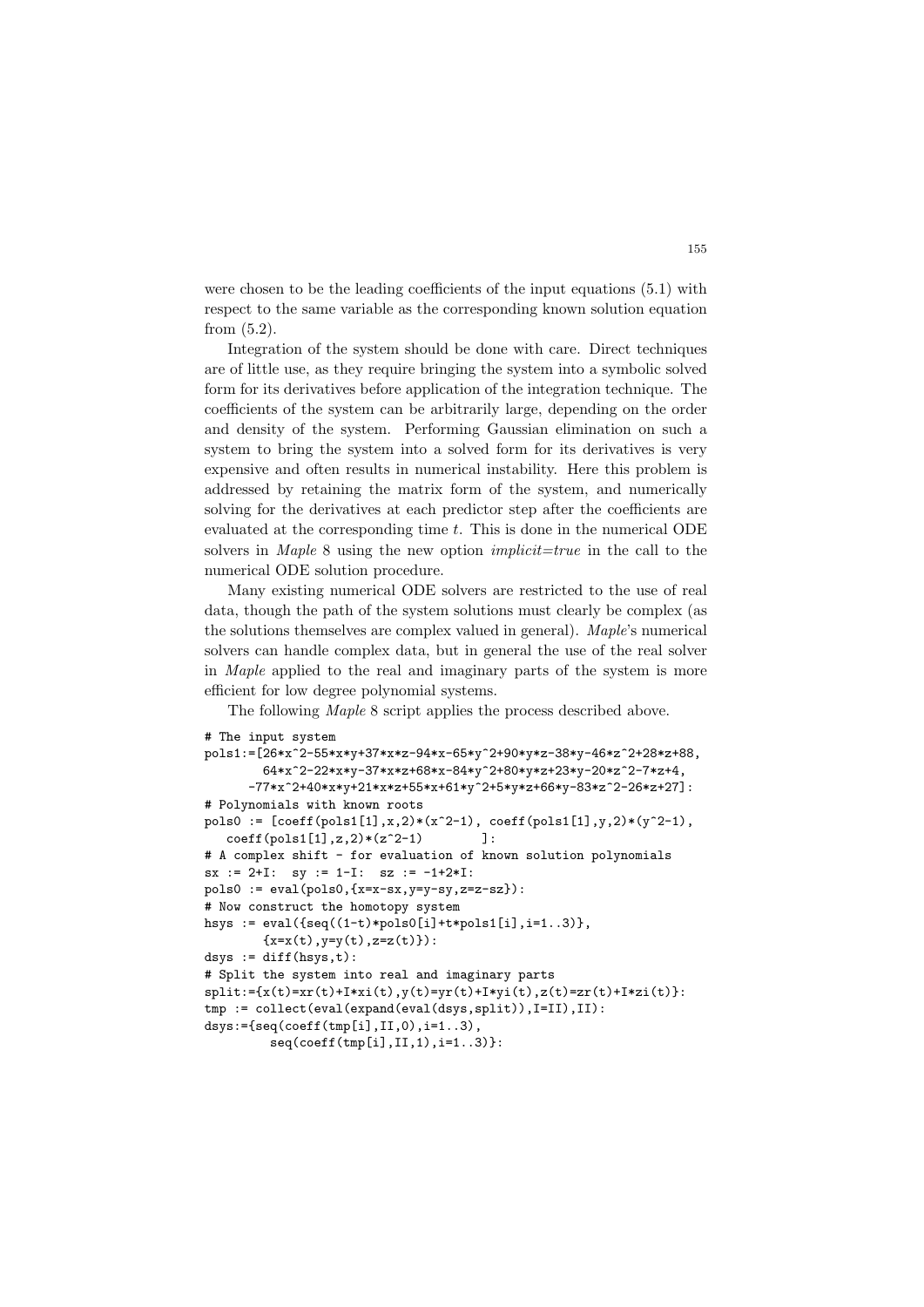were chosen to be the leading coefficients of the input equations (5.1) with respect to the same variable as the corresponding known solution equation from (5.2).

Integration of the system should be done with care. Direct techniques are of little use, as they require bringing the system into a symbolic solved form for its derivatives before application of the integration technique. The coefficients of the system can be arbitrarily large, depending on the order and density of the system. Performing Gaussian elimination on such a system to bring the system into a solved form for its derivatives is very expensive and often results in numerical instability. Here this problem is addressed by retaining the matrix form of the system, and numerically solving for the derivatives at each predictor step after the coefficients are evaluated at the corresponding time $t$. This is done in the numerical ODE solvers in *Maple* 8 using the new option *implicit=true* in the call to the numerical ODE solution procedure.

Many existing numerical ODE solvers are restricted to the use of real data, though the path of the system solutions must clearly be complex (as the solutions themselves are complex valued in general). *Maple*'s numerical solvers can handle complex data, but in general the use of the real solver in *Maple* applied to the real and imaginary parts of the system is more efficient for low degree polynomial systems.

The following *Maple* 8 script applies the process described above.

```
# The input system
pols1:=[26*x^2-55*x*y+37*x*z-94*x-65*y^2+90*y*z-38*y-46*z^2+28*z+88,
        64*x^2-22*x*y-37*x*z+68*x-84*y^2+80*y*z+23*y-20*z^2-7*z+4,
      -77*x^2+40*x*y+21*x*z+55*x+61*y^2+5*y*z+66*y-83*z^2-26*z+27]:
# Polynomials with known roots
pols0 := [coeff(pols1[1],x,2)*(x^2-1), coeff(pols1[1],y,2)*(y^2-1),
   coeff(pols1[1],z,2)*(z^2-1)        ]:
# A complex shift - for evaluation of known solution polynomials
sx := 2+I:  sy := 1-I:  sz := -1+2*I:
pols0 := eval(pols0,{x=x-sx,y=y-sy,z=z-sz}):
# Now construct the homotopy system
hsys := eval({seq((1-t)*pols0[i]+t*pols1[i],i=1..3)},
        {x=x(t),y=y(t),z=z(t)}):
dsys := diff(hsys,t):
# Split the system into real and imaginary parts
split:={x(t)=xr(t)+I*xi(t),y(t)=yr(t)+I*yi(t),z(t)=zr(t)+I*zi(t)}:
tmp := collect(eval(expand(eval(dsys,split)),I=II),II):
dsys:={seq(coeff(tmp[i],II,0),i=1..3),
         seq(coeff(tmp[i],II,1),i=1..3)}:
```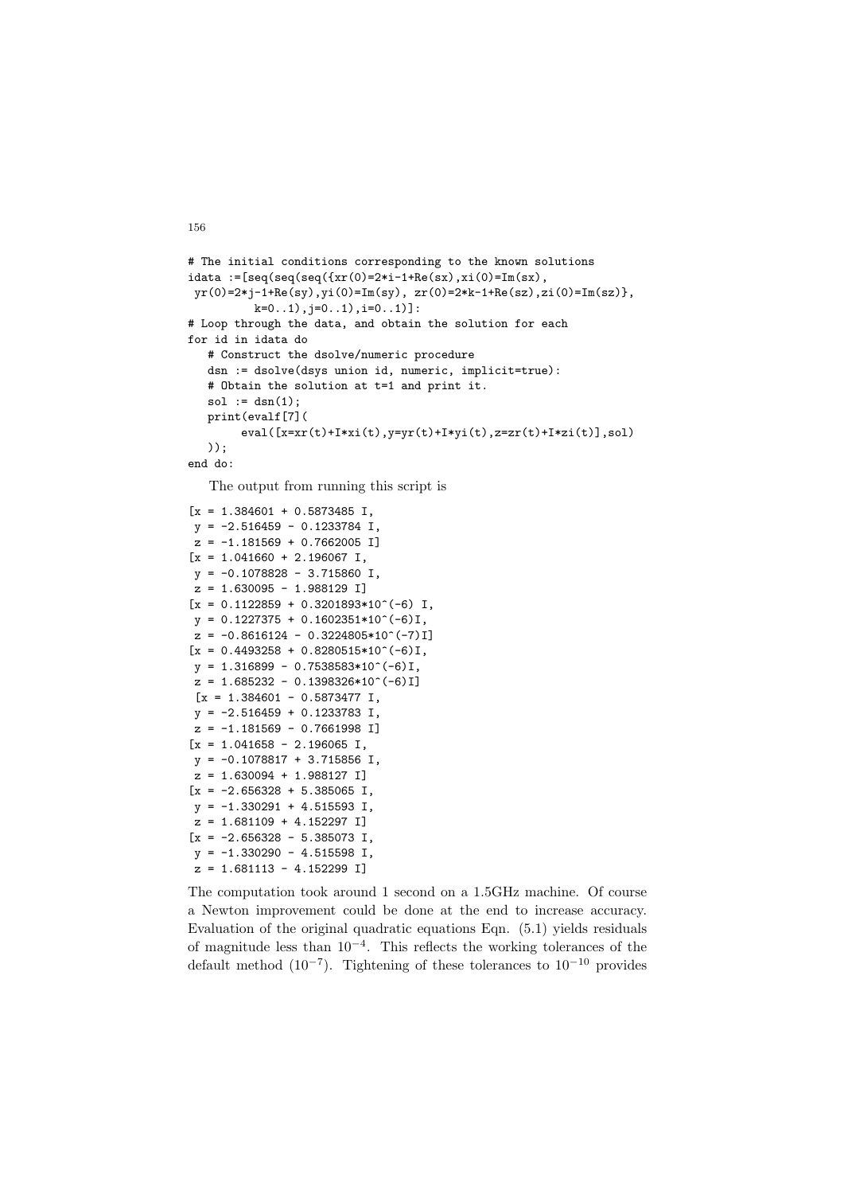```
# The initial conditions corresponding to the known solutions
idata :=[seq(seq(seq({xr(0)=2*i-1+Re(sx),xi(0)=Im(sx),
 yr(0)=2*j-1+Re(sy),yi(0)=Im(sy), zr(0)=2*k-1+Re(sz),zi(0)=Im(sz)},
          k=0..1),j=0..1),i=0..1)]:
# Loop through the data, and obtain the solution for each
for id in idata do
   # Construct the dsolve/numeric procedure
   dsn := dsolve(dsys union id, numeric, implicit=true):
   # Obtain the solution at t=1 and print it.
   sol := dsn(1);
   print(evalf[7](
        eval([x=xr(t)+I*xi(t),y=yr(t)+I*yi(t),z=zr(t)+I*zi(t)],sol)
   ));
end do:
```

The output from running this script is

```
[x = 1.384601 + 0.5873485 I,
 y = -2.516459 - 0.1233784 I,
 z = -1.181569 + 0.7662005 I]
[x = 1.041660 + 2.196067 I,
 y = -0.1078828 - 3.715860 I,
 z = 1.630095 - 1.988129 I]
[x = 0.1122859 + 0.3201893*10^(-6) I,
 y = 0.1227375 + 0.1602351*10^(-6)I,
 z = -0.8616124 - 0.3224805*10^(-7)I]
[x = 0.4493258 + 0.8280515*10^(-6)I,
 y = 1.316899 - 0.7538583*10^(-6)I,
 z = 1.685232 - 0.1398326*10^(-6)I]
 [x = 1.384601 - 0.5873477 I,
 y = -2.516459 + 0.1233783 I,
 z = -1.181569 - 0.7661998 I]
[x = 1.041658 - 2.196065 I,
 y = -0.1078817 + 3.715856 I,
 z = 1.630094 + 1.988127 I]
[x = -2.656328 + 5.385065 I,
 y = -1.330291 + 4.515593 I,
 z = 1.681109 + 4.152297 I]
[x = -2.656328 - 5.385073 I,
 y = -1.330290 - 4.515598 I,
 z = 1.681113 - 4.152299 I]
```

The computation took around 1 second on a 1.5GHz machine. Of course a Newton improvement could be done at the end to increase accuracy. Evaluation of the original quadratic equations Eqn. (5.1) yields residuals of magnitude less than $10^{-4}$. This reflects the working tolerances of the default method ($10^{-7}$). Tightening of these tolerances to $10^{-10}$ provides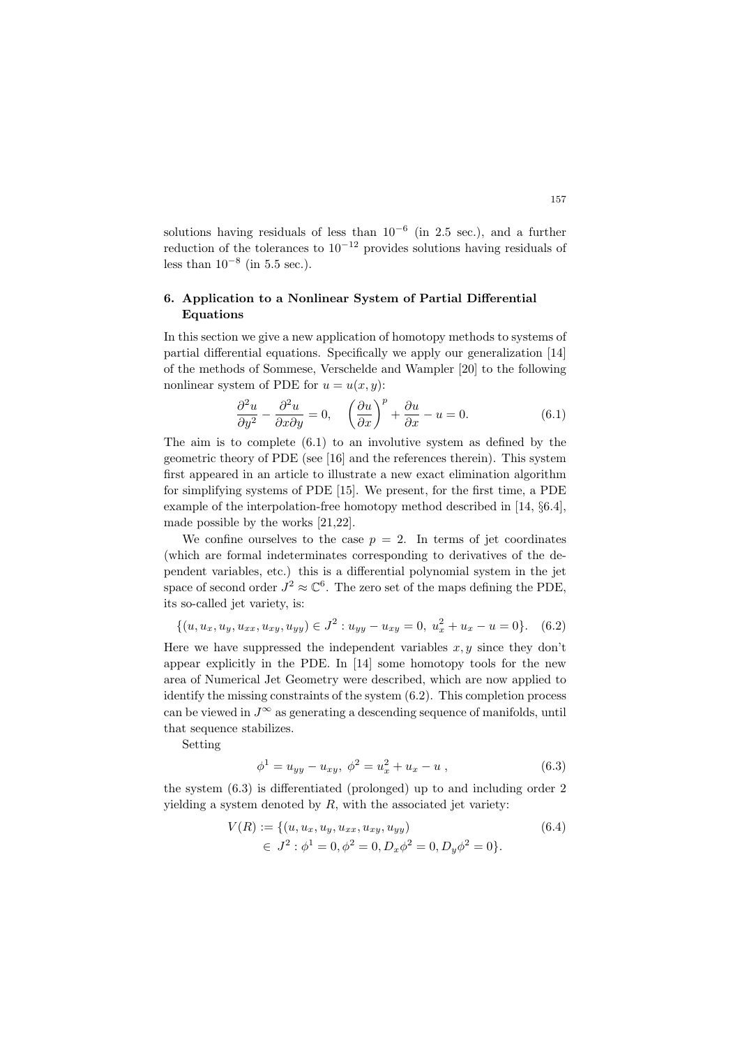solutions having residuals of less than $10^{-6}$ (in 2.5 sec.), and a further reduction of the tolerances to $10^{-12}$ provides solutions having residuals of less than $10^{-8}$ (in 5.5 sec.).

## 6. Application to a Nonlinear System of Partial Differential Equations

In this section we give a new application of homotopy methods to systems of partial differential equations. Specifically we apply our generalization [14] of the methods of Sommese, Verschelde and Wampler [20] to the following nonlinear system of PDE for $u = u(x, y)$:

$$\frac{\partial^2 u}{\partial y^2} - \frac{\partial^2 u}{\partial x \partial y} = 0, \quad \left(\frac{\partial u}{\partial x}\right)^p + \frac{\partial u}{\partial x} - u = 0. \tag{6.1}$$

The aim is to complete (6.1) to an involutive system as defined by the geometric theory of PDE (see [16] and the references therein). This system first appeared in an article to illustrate a new exact elimination algorithm for simplifying systems of PDE [15]. We present, for the first time, a PDE example of the interpolation-free homotopy method described in [14, §6.4], made possible by the works [21,22].

We confine ourselves to the case $p = 2$. In terms of jet coordinates (which are formal indeterminates corresponding to derivatives of the dependent variables, etc.) this is a differential polynomial system in the jet space of second order $J^2 \approx \mathbb{C}^6$. The zero set of the maps defining the PDE, its so-called jet variety, is:

$$\{(u, u_x, u_y, u_{xx}, u_{xy}, u_{yy}) \in J^2 : u_{yy} - u_{xy} = 0,\ u_x^2 + u_x - u = 0\}. \tag{6.2}$$

Here we have suppressed the independent variables $x, y$ since they don't appear explicitly in the PDE. In [14] some homotopy tools for the new area of Numerical Jet Geometry were described, which are now applied to identify the missing constraints of the system (6.2). This completion process can be viewed in $J^\infty$ as generating a descending sequence of manifolds, until that sequence stabilizes.

Setting

$$\phi^1 = u_{yy} - u_{xy},\ \phi^2 = u_x^2 + u_x - u\ , \tag{6.3}$$

the system (6.3) is differentiated (prolonged) up to and including order 2 yielding a system denoted by $R$, with the associated jet variety:

$$\begin{aligned} V(R) := \{&(u, u_x, u_y, u_{xx}, u_{xy}, u_{yy}) \\ &\in\ J^2 : \phi^1 = 0, \phi^2 = 0, D_x\phi^2 = 0, D_y\phi^2 = 0\}. \end{aligned} \tag{6.4}$$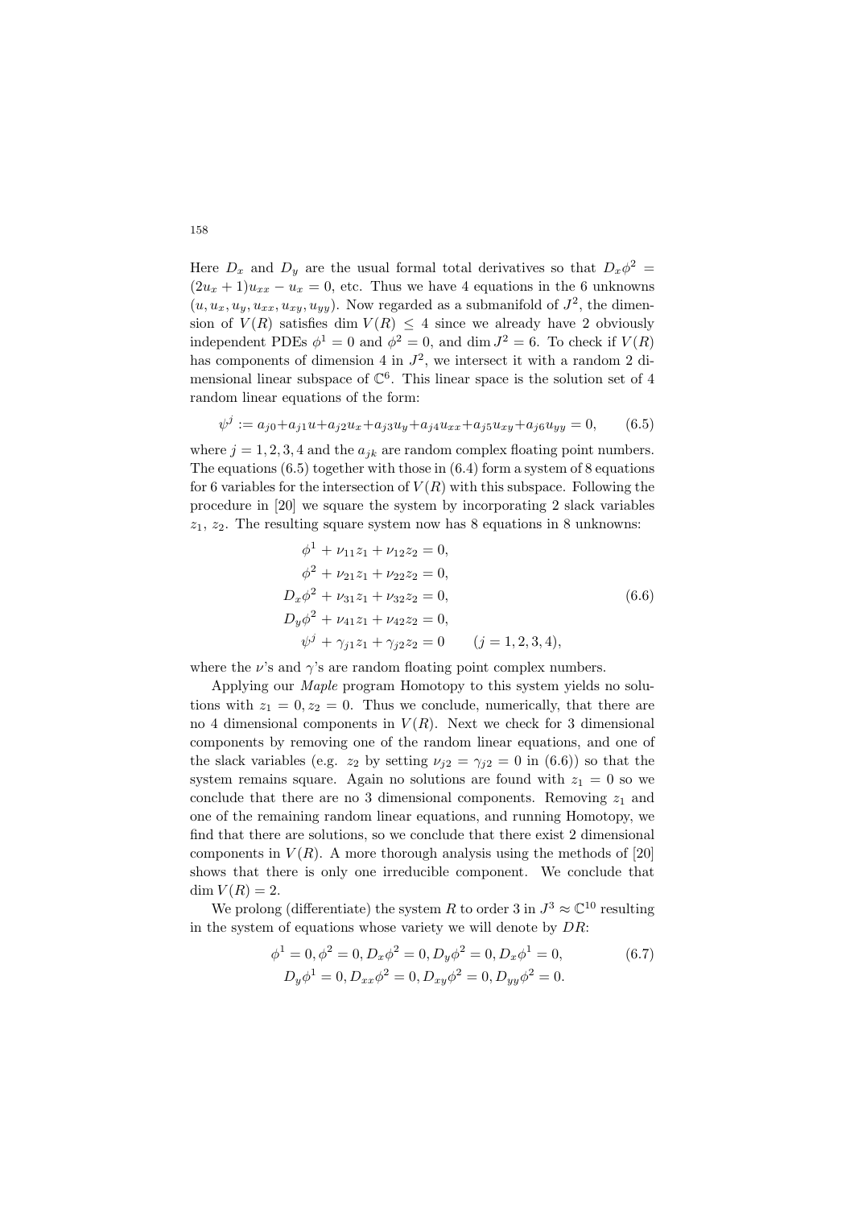Here $D_x$ and $D_y$ are the usual formal total derivatives so that $D_x\phi^2 = (2u_x + 1)u_{xx} - u_x = 0$, etc. Thus we have 4 equations in the 6 unknowns $(u, u_x, u_y, u_{xx}, u_{xy}, u_{yy})$. Now regarded as a submanifold of $J^2$, the dimension of $V(R)$ satisfies $\dim V(R) \leq 4$ since we already have 2 obviously independent PDEs $\phi^1 = 0$ and $\phi^2 = 0$, and $\dim J^2 = 6$. To check if $V(R)$ has components of dimension 4 in $J^2$, we intersect it with a random 2 dimensional linear subspace of $\mathbb{C}^6$. This linear space is the solution set of 4 random linear equations of the form:

$$\psi^j := a_{j0} + a_{j1}u + a_{j2}u_x + a_{j3}u_y + a_{j4}u_{xx} + a_{j5}u_{xy} + a_{j6}u_{yy} = 0, \tag{6.5}$$

where $j = 1, 2, 3, 4$ and the $a_{jk}$ are random complex floating point numbers. The equations (6.5) together with those in (6.4) form a system of 8 equations for 6 variables for the intersection of $V(R)$ with this subspace. Following the procedure in [20] we square the system by incorporating 2 slack variables $z_1$, $z_2$. The resulting square system now has 8 equations in 8 unknowns:

$$\begin{aligned}
\phi^1 + \nu_{11}z_1 + \nu_{12}z_2 &= 0, \\
\phi^2 + \nu_{21}z_1 + \nu_{22}z_2 &= 0, \\
D_x\phi^2 + \nu_{31}z_1 + \nu_{32}z_2 &= 0, \\
D_y\phi^2 + \nu_{41}z_1 + \nu_{42}z_2 &= 0, \\
\psi^j + \gamma_{j1}z_1 + \gamma_{j2}z_2 &= 0 \qquad (j = 1, 2, 3, 4),
\end{aligned} \tag{6.6}$$

where the $\nu$'s and $\gamma$'s are random floating point complex numbers.

Applying our *Maple* program Homotopy to this system yields no solutions with $z_1 = 0, z_2 = 0$. Thus we conclude, numerically, that there are no 4 dimensional components in $V(R)$. Next we check for 3 dimensional components by removing one of the random linear equations, and one of the slack variables (e.g. $z_2$ by setting $\nu_{j2} = \gamma_{j2} = 0$ in (6.6)) so that the system remains square. Again no solutions are found with $z_1 = 0$ so we conclude that there are no 3 dimensional components. Removing $z_1$ and one of the remaining random linear equations, and running Homotopy, we find that there are solutions, so we conclude that there exist 2 dimensional components in $V(R)$. A more thorough analysis using the methods of [20] shows that there is only one irreducible component. We conclude that $\dim V(R) = 2$.

We prolong (differentiate) the system $R$ to order 3 in $J^3 \approx \mathbb{C}^{10}$ resulting in the system of equations whose variety we will denote by $DR$:

$$\begin{aligned}
\phi^1 = 0, \phi^2 = 0, D_x\phi^2 = 0, D_y\phi^2 = 0, D_x\phi^1 = 0, \\
D_y\phi^1 = 0, D_{xx}\phi^2 = 0, D_{xy}\phi^2 = 0, D_{yy}\phi^2 = 0.
\end{aligned} \tag{6.7}$$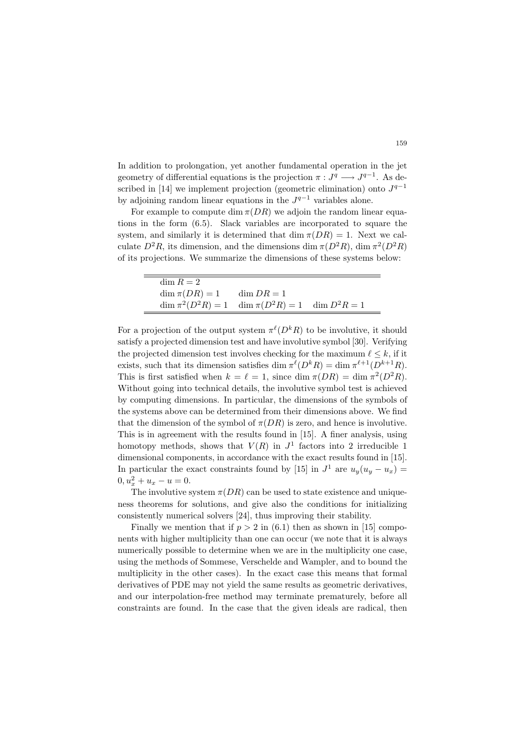In addition to prolongation, yet another fundamental operation in the jet geometry of differential equations is the projection $\pi : J^q \longrightarrow J^{q-1}$. As described in [14] we implement projection (geometric elimination) onto $J^{q-1}$ by adjoining random linear equations in the $J^{q-1}$ variables alone.

For example to compute $\dim \pi(DR)$ we adjoin the random linear equations in the form (6.5). Slack variables are incorporated to square the system, and similarly it is determined that $\dim \pi(DR) = 1$. Next we calculate $D^2R$, its dimension, and the dimensions $\dim \pi(D^2R)$, $\dim \pi^2(D^2R)$ of its projections. We summarize the dimensions of these systems below:

| | | |
|---|---|---|
| $\dim R = 2$ | | |
| $\dim \pi(DR) = 1$ | $\dim DR = 1$ | |
| $\dim \pi^2(D^2R) = 1$ | $\dim \pi(D^2R) = 1$ | $\dim D^2R = 1$ |

For a projection of the output system $\pi^\ell(D^kR)$ to be involutive, it should satisfy a projected dimension test and have involutive symbol [30]. Verifying the projected dimension test involves checking for the maximum $\ell \leq k$, if it exists, such that its dimension satisfies $\dim \pi^\ell(D^kR) = \dim \pi^{\ell+1}(D^{k+1}R)$. This is first satisfied when $k = \ell = 1$, since $\dim \pi(DR) = \dim \pi^2(D^2R)$. Without going into technical details, the involutive symbol test is achieved by computing dimensions. In particular, the dimensions of the symbols of the systems above can be determined from their dimensions above. We find that the dimension of the symbol of $\pi(DR)$ is zero, and hence is involutive. This is in agreement with the results found in [15]. A finer analysis, using homotopy methods, shows that $V(R)$ in $J^1$ factors into 2 irreducible 1 dimensional components, in accordance with the exact results found in [15]. In particular the exact constraints found by [15] in $J^1$ are $u_y(u_y - u_x) = 0, u_x^2 + u_x - u = 0$.

The involutive system $\pi(DR)$ can be used to state existence and uniqueness theorems for solutions, and give also the conditions for initializing consistently numerical solvers [24], thus improving their stability.

Finally we mention that if $p > 2$ in (6.1) then as shown in [15] components with higher multiplicity than one can occur (we note that it is always numerically possible to determine when we are in the multiplicity one case, using the methods of Sommese, Verschelde and Wampler, and to bound the multiplicity in the other cases). In the exact case this means that formal derivatives of PDE may not yield the same results as geometric derivatives, and our interpolation-free method may terminate prematurely, before all constraints are found. In the case that the given ideals are radical, then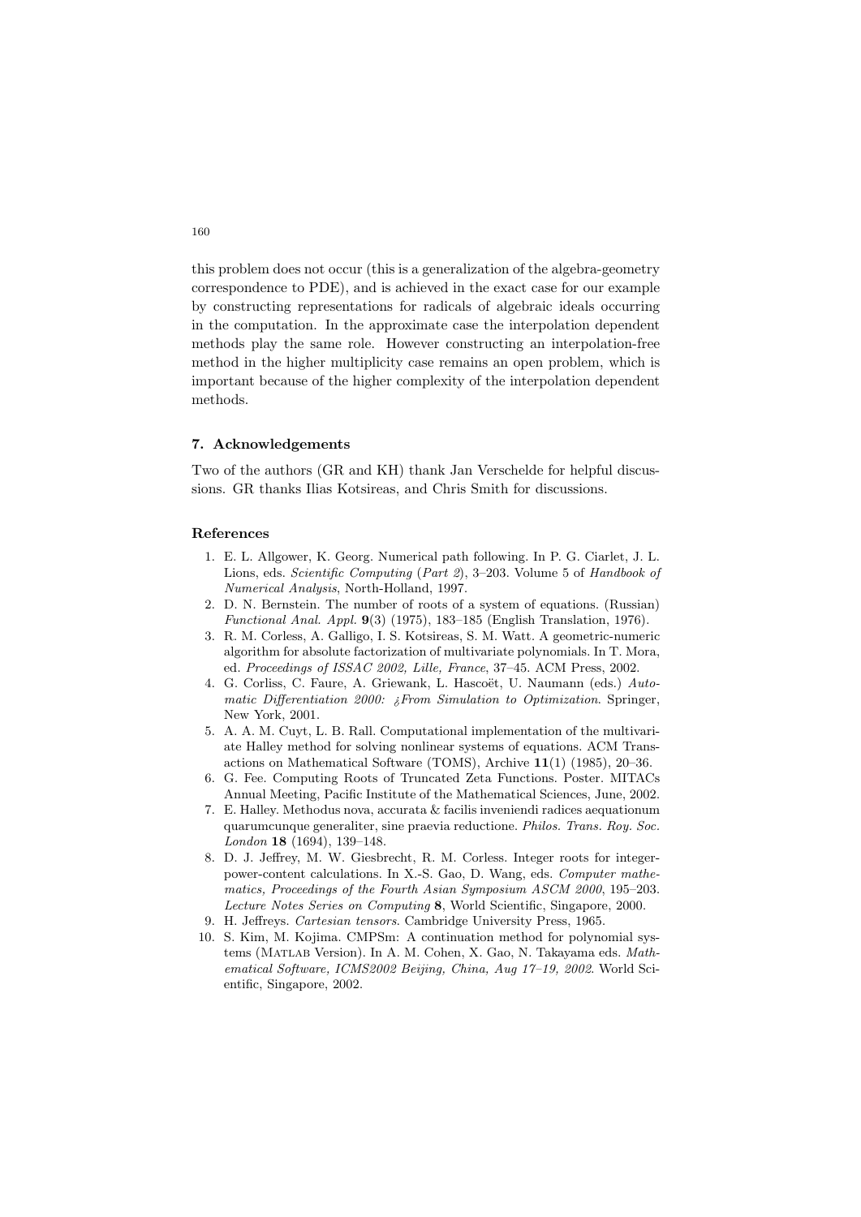this problem does not occur (this is a generalization of the algebra-geometry correspondence to PDE), and is achieved in the exact case for our example by constructing representations for radicals of algebraic ideals occurring in the computation. In the approximate case the interpolation dependent methods play the same role. However constructing an interpolation-free method in the higher multiplicity case remains an open problem, which is important because of the higher complexity of the interpolation dependent methods.

## 7. Acknowledgements

Two of the authors (GR and KH) thank Jan Verschelde for helpful discussions. GR thanks Ilias Kotsireas, and Chris Smith for discussions.

## References

1. E. L. Allgower, K. Georg. Numerical path following. In P. G. Ciarlet, J. L. Lions, eds. *Scientific Computing* (*Part 2*), 3–203. Volume 5 of *Handbook of Numerical Analysis*, North-Holland, 1997.
2. D. N. Bernstein. The number of roots of a system of equations. (Russian) *Functional Anal. Appl.* **9**(3) (1975), 183–185 (English Translation, 1976).
3. R. M. Corless, A. Galligo, I. S. Kotsireas, S. M. Watt. A geometric-numeric algorithm for absolute factorization of multivariate polynomials. In T. Mora, ed. *Proceedings of ISSAC 2002, Lille, France*, 37–45. ACM Press, 2002.
4. G. Corliss, C. Faure, A. Griewank, L. Hascoët, U. Naumann (eds.) *Automatic Differentiation 2000: ¿From Simulation to Optimization*. Springer, New York, 2001.
5. A. A. M. Cuyt, L. B. Rall. Computational implementation of the multivariate Halley method for solving nonlinear systems of equations. ACM Transactions on Mathematical Software (TOMS), Archive **11**(1) (1985), 20–36.
6. G. Fee. Computing Roots of Truncated Zeta Functions. Poster. MITACs Annual Meeting, Pacific Institute of the Mathematical Sciences, June, 2002.
7. E. Halley. Methodus nova, accurata & facilis inveniendi radices aequationum quarumcunque generaliter, sine praevia reductione. *Philos. Trans. Roy. Soc. London* **18** (1694), 139–148.
8. D. J. Jeffrey, M. W. Giesbrecht, R. M. Corless. Integer roots for integer-power-content calculations. In X.-S. Gao, D. Wang, eds. *Computer mathematics, Proceedings of the Fourth Asian Symposium ASCM 2000*, 195–203. *Lecture Notes Series on Computing* **8**, World Scientific, Singapore, 2000.
9. H. Jeffreys. *Cartesian tensors*. Cambridge University Press, 1965.
10. S. Kim, M. Kojima. CMPSm: A continuation method for polynomial systems (Matlab Version). In A. M. Cohen, X. Gao, N. Takayama eds. *Mathematical Software, ICMS2002 Beijing, China, Aug 17–19, 2002*. World Scientific, Singapore, 2002.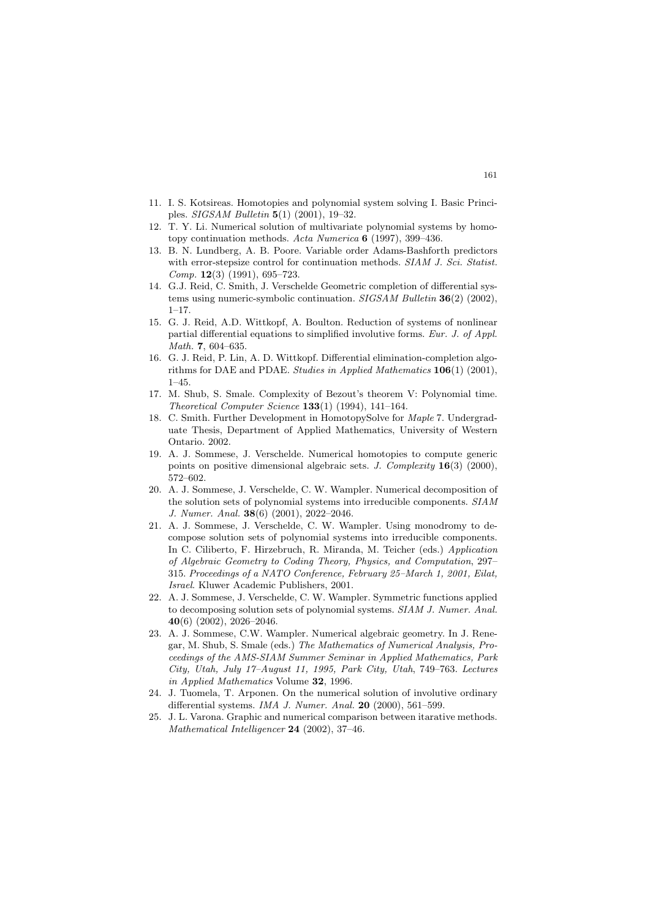11. I. S. Kotsireas. Homotopies and polynomial system solving I. Basic Principles. *SIGSAM Bulletin* **5**(1) (2001), 19–32.
12. T. Y. Li. Numerical solution of multivariate polynomial systems by homotopy continuation methods. *Acta Numerica* **6** (1997), 399–436.
13. B. N. Lundberg, A. B. Poore. Variable order Adams-Bashforth predictors with error-stepsize control for continuation methods. *SIAM J. Sci. Statist. Comp.* **12**(3) (1991), 695–723.
14. G.J. Reid, C. Smith, J. Verschelde Geometric completion of differential systems using numeric-symbolic continuation. *SIGSAM Bulletin* **36**(2) (2002), 1–17.
15. G. J. Reid, A.D. Wittkopf, A. Boulton. Reduction of systems of nonlinear partial differential equations to simplified involutive forms. *Eur. J. of Appl. Math.* **7**, 604–635.
16. G. J. Reid, P. Lin, A. D. Wittkopf. Differential elimination-completion algorithms for DAE and PDAE. *Studies in Applied Mathematics* **106**(1) (2001), 1–45.
17. M. Shub, S. Smale. Complexity of Bezout's theorem V: Polynomial time. *Theoretical Computer Science* **133**(1) (1994), 141–164.
18. C. Smith. Further Development in HomotopySolve for *Maple* 7. Undergraduate Thesis, Department of Applied Mathematics, University of Western Ontario. 2002.
19. A. J. Sommese, J. Verschelde. Numerical homotopies to compute generic points on positive dimensional algebraic sets. *J. Complexity* **16**(3) (2000), 572–602.
20. A. J. Sommese, J. Verschelde, C. W. Wampler. Numerical decomposition of the solution sets of polynomial systems into irreducible components. *SIAM J. Numer. Anal.* **38**(6) (2001), 2022–2046.
21. A. J. Sommese, J. Verschelde, C. W. Wampler. Using monodromy to decompose solution sets of polynomial systems into irreducible components. In C. Ciliberto, F. Hirzebruch, R. Miranda, M. Teicher (eds.) *Application of Algebraic Geometry to Coding Theory, Physics, and Computation*, 297–315. *Proceedings of a NATO Conference, February 25–March 1, 2001, Eilat, Israel*. Kluwer Academic Publishers, 2001.
22. A. J. Sommese, J. Verschelde, C. W. Wampler. Symmetric functions applied to decomposing solution sets of polynomial systems. *SIAM J. Numer. Anal.* **40**(6) (2002), 2026–2046.
23. A. J. Sommese, C.W. Wampler. Numerical algebraic geometry. In J. Renegar, M. Shub, S. Smale (eds.) *The Mathematics of Numerical Analysis, Proceedings of the AMS-SIAM Summer Seminar in Applied Mathematics, Park City, Utah, July 17–August 11, 1995, Park City, Utah*, 749–763. *Lectures in Applied Mathematics* Volume **32**, 1996.
24. J. Tuomela, T. Arponen. On the numerical solution of involutive ordinary differential systems. *IMA J. Numer. Anal.* **20** (2000), 561–599.
25. J. L. Varona. Graphic and numerical comparison between itarative methods. *Mathematical Intelligencer* **24** (2002), 37–46.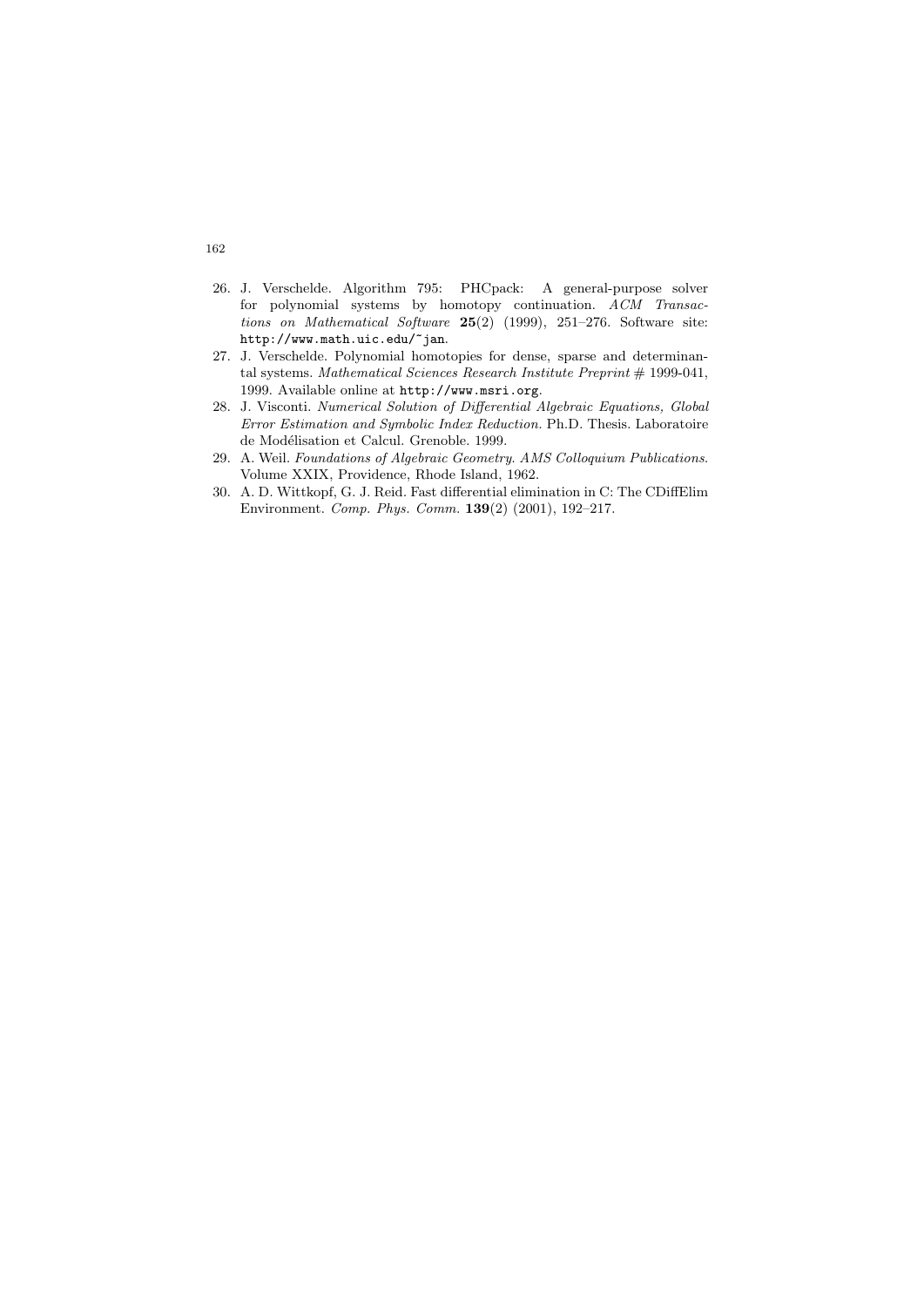26. J. Verschelde. Algorithm 795: PHCpack: A general-purpose solver for polynomial systems by homotopy continuation. *ACM Transactions on Mathematical Software* **25**(2) (1999), 251–276. Software site: `http://www.math.uic.edu/~jan`.
27. J. Verschelde. Polynomial homotopies for dense, sparse and determinantal systems. *Mathematical Sciences Research Institute Preprint* # 1999-041, 1999. Available online at `http://www.msri.org`.
28. J. Visconti. *Numerical Solution of Differential Algebraic Equations, Global Error Estimation and Symbolic Index Reduction.* Ph.D. Thesis. Laboratoire de Modélisation et Calcul. Grenoble. 1999.
29. A. Weil. *Foundations of Algebraic Geometry. AMS Colloquium Publications*. Volume XXIX, Providence, Rhode Island, 1962.
30. A. D. Wittkopf, G. J. Reid. Fast differential elimination in C: The CDiffElim Environment. *Comp. Phys. Comm.* **139**(2) (2001), 192–217.